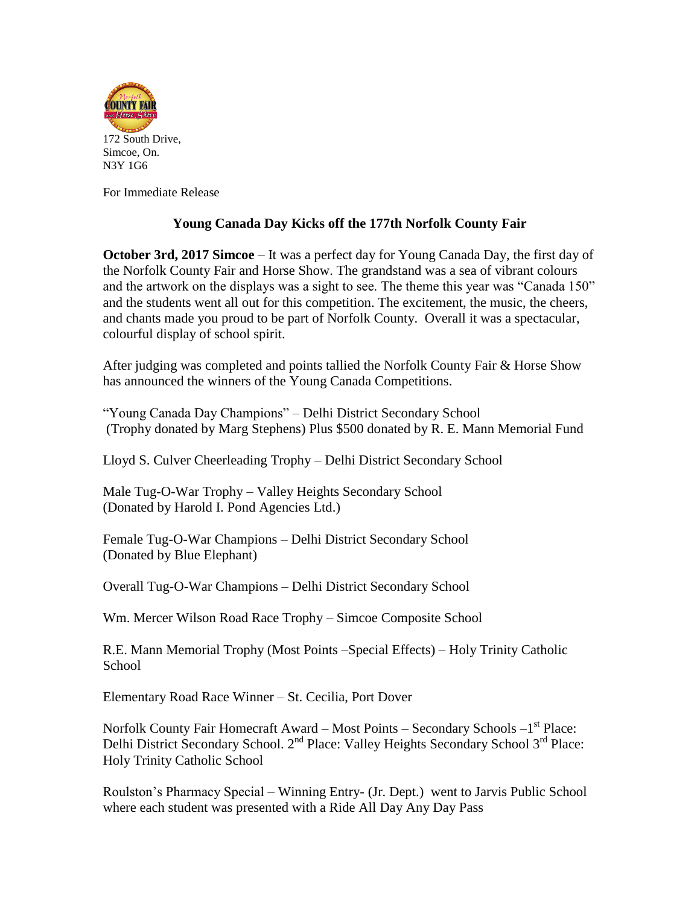172 South Drive,
Simcoe, On.
N3Y 1G6

For Immediate Release

## Young Canada Day Kicks off the 177th Norfolk County Fair

**October 3rd, 2017 Simcoe** – It was a perfect day for Young Canada Day, the first day of the Norfolk County Fair and Horse Show. The grandstand was a sea of vibrant colours and the artwork on the displays was a sight to see. The theme this year was "Canada 150" and the students went all out for this competition. The excitement, the music, the cheers, and chants made you proud to be part of Norfolk County. Overall it was a spectacular, colourful display of school spirit.

After judging was completed and points tallied the Norfolk County Fair & Horse Show has announced the winners of the Young Canada Competitions.

"Young Canada Day Champions" – Delhi District Secondary School
(Trophy donated by Marg Stephens) Plus $500 donated by R. E. Mann Memorial Fund

Lloyd S. Culver Cheerleading Trophy – Delhi District Secondary School

Male Tug-O-War Trophy – Valley Heights Secondary School
(Donated by Harold I. Pond Agencies Ltd.)

Female Tug-O-War Champions – Delhi District Secondary School
(Donated by Blue Elephant)

Overall Tug-O-War Champions – Delhi District Secondary School

Wm. Mercer Wilson Road Race Trophy – Simcoe Composite School

R.E. Mann Memorial Trophy (Most Points –Special Effects) – Holy Trinity Catholic School

Elementary Road Race Winner – St. Cecilia, Port Dover

Norfolk County Fair Homecraft Award – Most Points – Secondary Schools –1st Place: Delhi District Secondary School. 2nd Place: Valley Heights Secondary School 3rd Place: Holy Trinity Catholic School

Roulston's Pharmacy Special – Winning Entry- (Jr. Dept.) went to Jarvis Public School where each student was presented with a Ride All Day Any Day Pass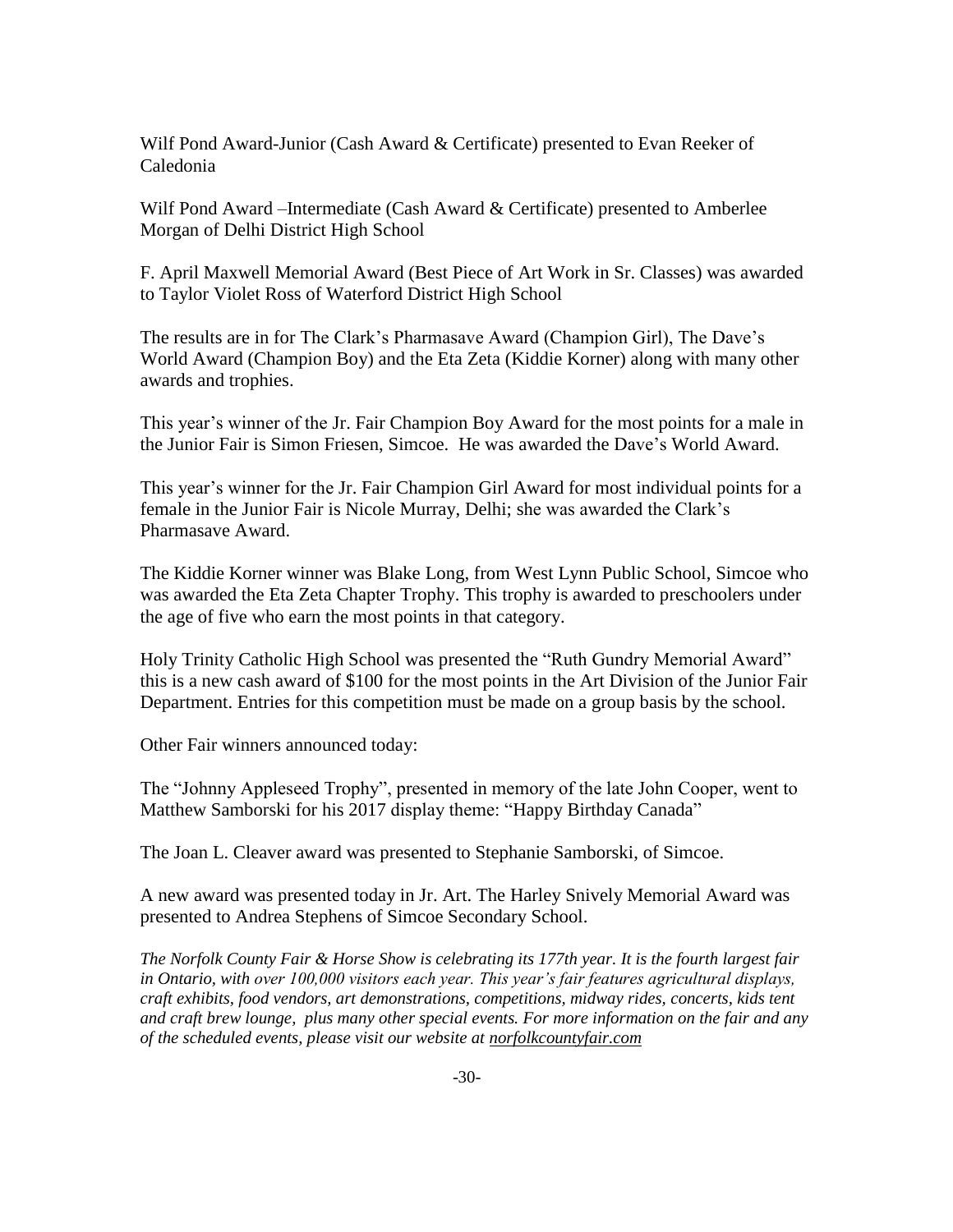Wilf Pond Award-Junior (Cash Award & Certificate) presented to Evan Reeker of Caledonia

Wilf Pond Award –Intermediate (Cash Award & Certificate) presented to Amberlee Morgan of Delhi District High School

F. April Maxwell Memorial Award (Best Piece of Art Work in Sr. Classes) was awarded to Taylor Violet Ross of Waterford District High School

The results are in for The Clark's Pharmasave Award (Champion Girl), The Dave's World Award (Champion Boy) and the Eta Zeta (Kiddie Korner) along with many other awards and trophies.

This year's winner of the Jr. Fair Champion Boy Award for the most points for a male in the Junior Fair is Simon Friesen, Simcoe. He was awarded the Dave's World Award.

This year's winner for the Jr. Fair Champion Girl Award for most individual points for a female in the Junior Fair is Nicole Murray, Delhi; she was awarded the Clark's Pharmasave Award.

The Kiddie Korner winner was Blake Long, from West Lynn Public School, Simcoe who was awarded the Eta Zeta Chapter Trophy. This trophy is awarded to preschoolers under the age of five who earn the most points in that category.

Holy Trinity Catholic High School was presented the "Ruth Gundry Memorial Award" this is a new cash award of $100 for the most points in the Art Division of the Junior Fair Department. Entries for this competition must be made on a group basis by the school.

Other Fair winners announced today:

The "Johnny Appleseed Trophy", presented in memory of the late John Cooper, went to Matthew Samborski for his 2017 display theme: "Happy Birthday Canada"

The Joan L. Cleaver award was presented to Stephanie Samborski, of Simcoe.

A new award was presented today in Jr. Art. The Harley Snively Memorial Award was presented to Andrea Stephens of Simcoe Secondary School.

*The Norfolk County Fair & Horse Show is celebrating its 177th year. It is the fourth largest fair in Ontario, with over 100,000 visitors each year. This year's fair features agricultural displays, craft exhibits, food vendors, art demonstrations, competitions, midway rides, concerts, kids tent and craft brew lounge, plus many other special events. For more information on the fair and any of the scheduled events, please visit our website at norfolkcountyfair.com*

-30-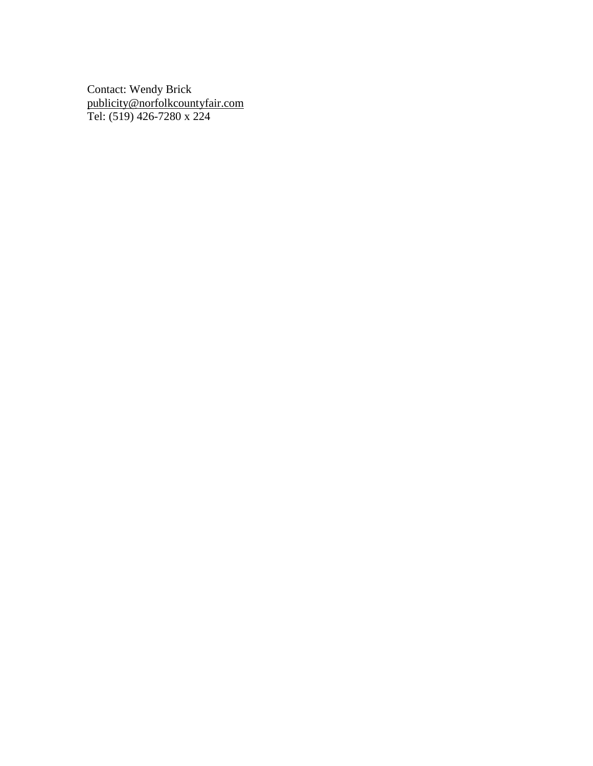Contact: Wendy Brick
publicity@norfolkcountyfair.com
Tel: (519) 426-7280 x 224